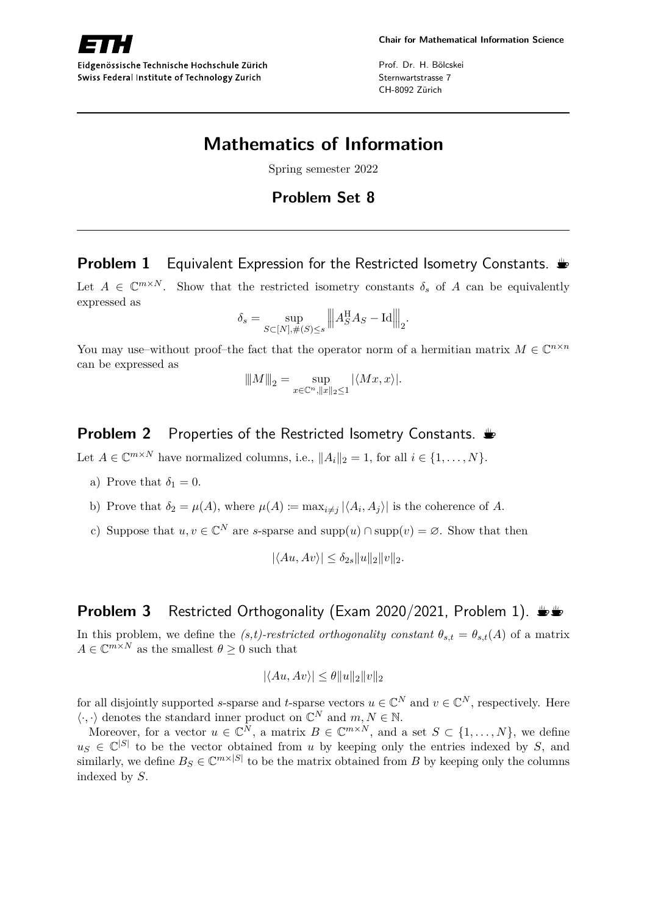Chair for Mathematical Information Science

Eidgenössische Technische Hochschule Zürich
Swiss Federal Institute of Technology Zurich

Prof. Dr. H. Bölcskei
Sternwartstrasse 7
CH-8092 Zürich

# Mathematics of Information

Spring semester 2022

## Problem Set 8

### Problem 1 Equivalent Expression for the Restricted Isometry Constants.

Let $A \in \mathbb{C}^{m \times N}$. Show that the restricted isometry constants $\delta_s$ of $A$ can be equivalently expressed as

$$\delta_s = \sup_{S \subset [N], \#(S) \leq s} \left\| A_S^{\mathrm{H}} A_S - \mathrm{Id} \right\|_2.$$

You may use–without proof–the fact that the operator norm of a hermitian matrix $M \in \mathbb{C}^{n \times n}$ can be expressed as

$$\|M\|_2 = \sup_{x \in \mathbb{C}^n, \|x\|_2 \leq 1} |\langle Mx, x \rangle|.$$

### Problem 2 Properties of the Restricted Isometry Constants.

Let $A \in \mathbb{C}^{m \times N}$ have normalized columns, i.e., $\|A_i\|_2 = 1$, for all $i \in \{1, \ldots, N\}$.

a) Prove that $\delta_1 = 0$.

b) Prove that $\delta_2 = \mu(A)$, where $\mu(A) := \max_{i \neq j} |\langle A_i, A_j \rangle|$ is the coherence of $A$.

c) Suppose that $u, v \in \mathbb{C}^N$ are $s$-sparse and $\mathrm{supp}(u) \cap \mathrm{supp}(v) = \varnothing$. Show that then

$$|\langle Au, Av \rangle| \leq \delta_{2s} \|u\|_2 \|v\|_2.$$

### Problem 3 Restricted Orthogonality (Exam 2020/2021, Problem 1).

In this problem, we define the *(s,t)-restricted orthogonality constant* $\theta_{s,t} = \theta_{s,t}(A)$ of a matrix $A \in \mathbb{C}^{m \times N}$ as the smallest $\theta \geq 0$ such that

$$|\langle Au, Av \rangle| \leq \theta \|u\|_2 \|v\|_2$$

for all disjointly supported $s$-sparse and $t$-sparse vectors $u \in \mathbb{C}^N$ and $v \in \mathbb{C}^N$, respectively. Here $\langle \cdot, \cdot \rangle$ denotes the standard inner product on $\mathbb{C}^N$ and $m, N \in \mathbb{N}$.

Moreover, for a vector $u \in \mathbb{C}^N$, a matrix $B \in \mathbb{C}^{m \times N}$, and a set $S \subset \{1, \ldots, N\}$, we define $u_S \in \mathbb{C}^{|S|}$ to be the vector obtained from $u$ by keeping only the entries indexed by $S$, and similarly, we define $B_S \in \mathbb{C}^{m \times |S|}$ to be the matrix obtained from $B$ by keeping only the columns indexed by $S$.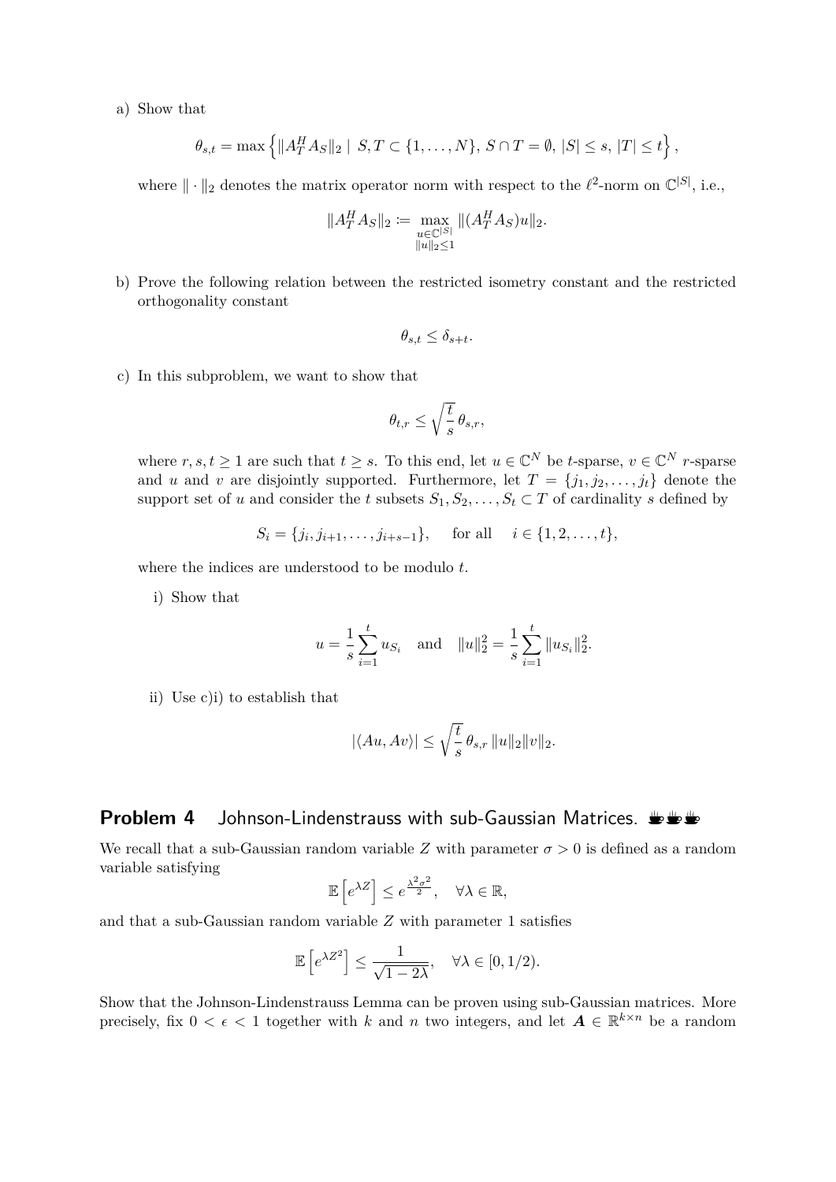a) Show that

$$\theta_{s,t} = \max\left\{ \|A_T^H A_S\|_2 \mid S, T \subset \{1, \ldots, N\},\ S \cap T = \emptyset,\ |S| \leq s,\ |T| \leq t \right\},$$

where $\|\cdot\|_2$ denotes the matrix operator norm with respect to the $\ell^2$-norm on $\mathbb{C}^{|S|}$, i.e.,

$$\|A_T^H A_S\|_2 \coloneqq \max_{\substack{u \in \mathbb{C}^{|S|} \\ \|u\|_2 \leq 1}} \|(A_T^H A_S)u\|_2.$$

b) Prove the following relation between the restricted isometry constant and the restricted orthogonality constant

$$\theta_{s,t} \leq \delta_{s+t}.$$

c) In this subproblem, we want to show that

$$\theta_{t,r} \leq \sqrt{\frac{t}{s}}\, \theta_{s,r},$$

where $r, s, t \geq 1$ are such that $t \geq s$. To this end, let $u \in \mathbb{C}^N$ be $t$-sparse, $v \in \mathbb{C}^N$ $r$-sparse and $u$ and $v$ are disjointly supported. Furthermore, let $T = \{j_1, j_2, \ldots, j_t\}$ denote the support set of $u$ and consider the $t$ subsets $S_1, S_2, \ldots, S_t \subset T$ of cardinality $s$ defined by

$$S_i = \{j_i, j_{i+1}, \ldots, j_{i+s-1}\}, \quad \text{for all} \quad i \in \{1, 2, \ldots, t\},$$

where the indices are understood to be modulo $t$.

i) Show that

$$u = \frac{1}{s} \sum_{i=1}^{t} u_{S_i} \quad \text{and} \quad \|u\|_2^2 = \frac{1}{s} \sum_{i=1}^{t} \|u_{S_i}\|_2^2.$$

ii) Use c)i) to establish that

$$|\langle Au, Av \rangle| \leq \sqrt{\frac{t}{s}}\, \theta_{s,r}\, \|u\|_2 \|v\|_2.$$

## Problem 4 Johnson-Lindenstrauss with sub-Gaussian Matrices.

We recall that a sub-Gaussian random variable $Z$ with parameter $\sigma > 0$ is defined as a random variable satisfying

$$\mathbb{E}\left[e^{\lambda Z}\right] \leq e^{\frac{\lambda^2 \sigma^2}{2}}, \quad \forall \lambda \in \mathbb{R},$$

and that a sub-Gaussian random variable $Z$ with parameter 1 satisfies

$$\mathbb{E}\left[e^{\lambda Z^2}\right] \leq \frac{1}{\sqrt{1 - 2\lambda}}, \quad \forall \lambda \in [0, 1/2).$$

Show that the Johnson-Lindenstrauss Lemma can be proven using sub-Gaussian matrices. More precisely, fix $0 < \epsilon < 1$ together with $k$ and $n$ two integers, and let $\boldsymbol{A} \in \mathbb{R}^{k \times n}$ be a random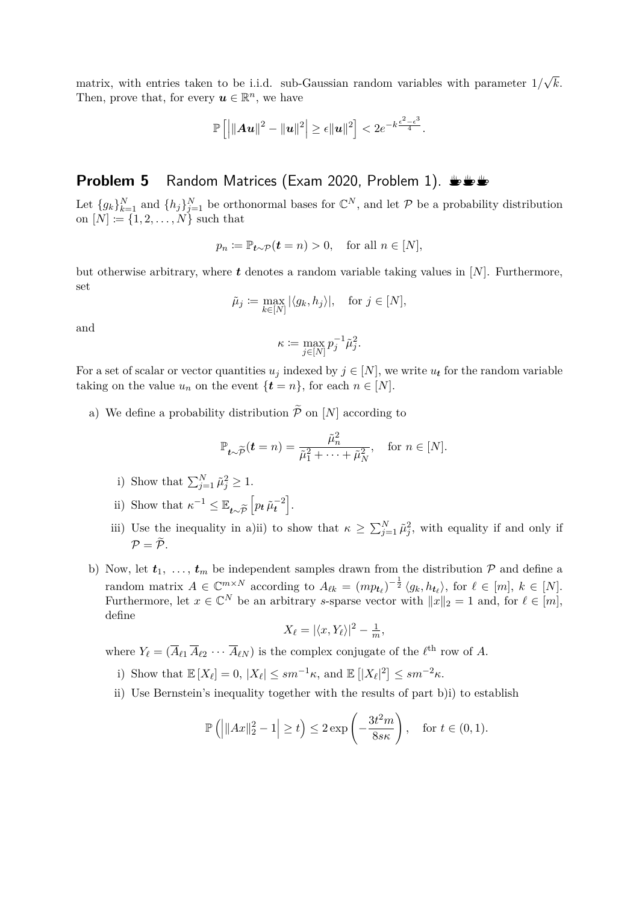matrix, with entries taken to be i.i.d. sub-Gaussian random variables with parameter $1/\sqrt{k}$. Then, prove that, for every $\boldsymbol{u} \in \mathbb{R}^n$, we have

$$\mathbb{P}\left[\left|\|\boldsymbol{A}\boldsymbol{u}\|^2 - \|\boldsymbol{u}\|^2\right| \geq \epsilon \|\boldsymbol{u}\|^2\right] < 2e^{-k\frac{\epsilon^2-\epsilon^3}{4}}.$$

## Problem 5 Random Matrices (Exam 2020, Problem 1).

Let $\{g_k\}_{k=1}^N$ and $\{h_j\}_{j=1}^N$ be orthonormal bases for $\mathbb{C}^N$, and let $\mathcal{P}$ be a probability distribution on $[N] := \{1, 2, \ldots, N\}$ such that

$$p_n := \mathbb{P}_{\boldsymbol{t}\sim\mathcal{P}}(\boldsymbol{t} = n) > 0, \quad \text{for all } n \in [N],$$

but otherwise arbitrary, where $\boldsymbol{t}$ denotes a random variable taking values in $[N]$. Furthermore, set

$$\tilde{\mu}_j := \max_{k\in[N]} |\langle g_k, h_j\rangle|, \quad \text{for } j \in [N],$$

and

$$\kappa := \max_{j\in[N]} p_j^{-1}\tilde{\mu}_j^2.$$

For a set of scalar or vector quantities $u_j$ indexed by $j \in [N]$, we write $u_{\boldsymbol{t}}$ for the random variable taking on the value $u_n$ on the event $\{\boldsymbol{t} = n\}$, for each $n \in [N]$.

a) We define a probability distribution $\widetilde{\mathcal{P}}$ on $[N]$ according to

$$\mathbb{P}_{\boldsymbol{t}\sim\widetilde{\mathcal{P}}}(\boldsymbol{t} = n) = \frac{\tilde{\mu}_n^2}{\tilde{\mu}_1^2 + \cdots + \tilde{\mu}_N^2}, \quad \text{for } n \in [N].$$

   i) Show that $\sum_{j=1}^N \tilde{\mu}_j^2 \geq 1$.

   ii) Show that $\kappa^{-1} \leq \mathbb{E}_{\boldsymbol{t}\sim\widetilde{\mathcal{P}}}\left[p_{\boldsymbol{t}}\, \tilde{\mu}_{\boldsymbol{t}}^{-2}\right]$.

   iii) Use the inequality in a)ii) to show that $\kappa \geq \sum_{j=1}^N \tilde{\mu}_j^2$, with equality if and only if $\mathcal{P} = \widetilde{\mathcal{P}}$.

b) Now, let $\boldsymbol{t}_1, \ldots, \boldsymbol{t}_m$ be independent samples drawn from the distribution $\mathcal{P}$ and define a random matrix $A \in \mathbb{C}^{m\times N}$ according to $A_{\ell k} = (mp_{\boldsymbol{t}_\ell})^{-\frac{1}{2}} \langle g_k, h_{\boldsymbol{t}_\ell}\rangle$, for $\ell \in [m]$, $k \in [N]$. Furthermore, let $x \in \mathbb{C}^N$ be an arbitrary $s$-sparse vector with $\|x\|_2 = 1$ and, for $\ell \in [m]$, define

$$X_\ell = |\langle x, Y_\ell\rangle|^2 - \tfrac{1}{m},$$

where $Y_\ell = (\overline{A}_{\ell 1}\, \overline{A}_{\ell 2} \cdots \overline{A}_{\ell N})$ is the complex conjugate of the $\ell^{\text{th}}$ row of $A$.

   i) Show that $\mathbb{E}[X_\ell] = 0$, $|X_\ell| \leq sm^{-1}\kappa$, and $\mathbb{E}\left[|X_\ell|^2\right] \leq sm^{-2}\kappa$.

   ii) Use Bernstein's inequality together with the results of part b)i) to establish

$$\mathbb{P}\left(\left|\|Ax\|_2^2 - 1\right| \geq t\right) \leq 2\exp\left(-\frac{3t^2 m}{8s\kappa}\right), \quad \text{for } t \in (0, 1).$$